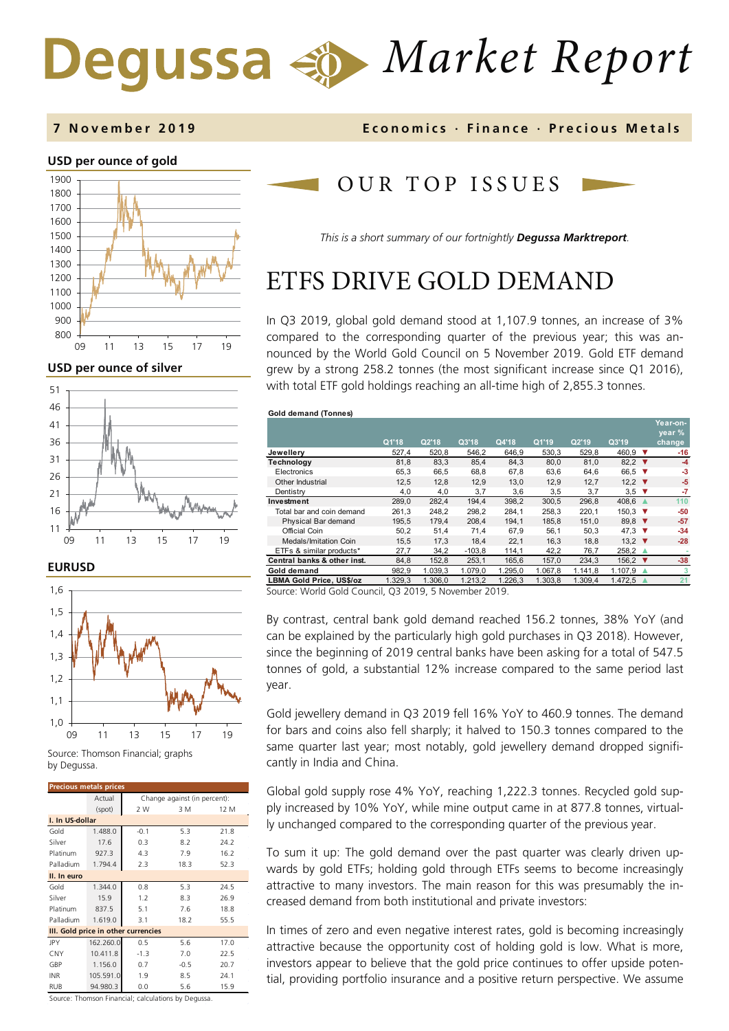# Degussa Market Report

**7 November 2019** — Economics · Finance · Precious Metals

**USD per ounce of gold**

**USD per ounce of silver**

**EURUSD**

Source: Thomson Financial; graphs by Degussa.

| Precious metals prices | Actual (spot) | Change against (in percent): 2 W | 3 M | 12 M |
|---|---|---|---|---|
| **I. In US-dollar** | | | | |
| Gold | 1.488.0 | -0.1 | 5.3 | 21.8 |
| Silver | 17.6 | 0.3 | 8.2 | 24.2 |
| Platinum | 927.3 | 4.3 | 7.9 | 16.2 |
| Palladium | 1.794.4 | 2.3 | 18.3 | 52.3 |
| **II. In euro** | | | | |
| Gold | 1.344.0 | 0.8 | 5.3 | 24.5 |
| Silver | 15.9 | 1.2 | 8.3 | 26.9 |
| Platinum | 837.5 | 5.1 | 7.6 | 18.8 |
| Palladium | 1.619.0 | 3.1 | 18.2 | 55.5 |
| **III. Gold price in other currencies** | | | | |
| JPY | 162.260.0 | 0.5 | 5.6 | 17.0 |
| CNY | 10.411.8 | -1.3 | 7.0 | 22.5 |
| GBP | 1.156.0 | 0.7 | -0.5 | 20.7 |
| INR | 105.591.0 | 1.9 | 8.5 | 24.1 |
| RUB | 94.980.3 | 0.0 | 5.6 | 15.9 |

Source: Thomson Financial; calculations by Degussa.

## OUR TOP ISSUES

*This is a short summary of our fortnightly **Degussa Marktreport**.*

# ETFS DRIVE GOLD DEMAND

In Q3 2019, global gold demand stood at 1,107.9 tonnes, an increase of 3% compared to the corresponding quarter of the previous year; this was announced by the World Gold Council on 5 November 2019. Gold ETF demand grew by a strong 258.2 tonnes (the most significant increase since Q1 2016), with total ETF gold holdings reaching an all-time high of 2,855.3 tonnes.

**Gold demand (Tonnes)**

| | Q1'18 | Q2'18 | Q3'18 | Q4'18 | Q1'19 | Q2'19 | Q3'19 | | Year-on-year % change |
|---|---|---|---|---|---|---|---|---|---|
| **Jewellery** | 527,4 | 520,8 | 546,2 | 646,9 | 530,3 | 529,8 | 460,9 | ▼ | -16 |
| **Technology** | 81,8 | 83,3 | 85,4 | 84,3 | 80,0 | 81,0 | 82,2 | ▼ | -4 |
| Electronics | 65,3 | 66,5 | 68,8 | 67,8 | 63,6 | 64,6 | 66,5 | ▼ | -3 |
| Other Industrial | 12,5 | 12,8 | 12,9 | 13,0 | 12,9 | 12,7 | 12,2 | ▼ | -5 |
| Dentistry | 4,0 | 4,0 | 3,7 | 3,6 | 3,5 | 3,7 | 3,5 | ▼ | -7 |
| **Investment** | 289,0 | 282,4 | 194,4 | 398,2 | 300,5 | 296,8 | 408,6 | ▲ | 110 |
| Total bar and coin demand | 261,3 | 248,2 | 298,2 | 284,1 | 258,3 | 220,1 | 150,3 | ▼ | -50 |
| Physical Bar demand | 195,5 | 179,4 | 208,4 | 194,1 | 185,8 | 151,0 | 89,8 | ▼ | -57 |
| Official Coin | 50,2 | 51,4 | 71,4 | 67,9 | 56,1 | 50,3 | 47,3 | ▼ | -34 |
| Medals/Imitation Coin | 15,5 | 17,3 | 18,4 | 22,1 | 16,3 | 18,8 | 13,2 | ▼ | -28 |
| ETFs & similar products* | 27,7 | 34,2 | -103,8 | 114,1 | 42,2 | 76,7 | 258,2 | ▲ | - |
| **Central banks & other inst.** | 84,8 | 152,8 | 253,1 | 165,6 | 157,0 | 234,3 | 156,2 | ▼ | -38 |
| **Gold demand** | 982,9 | 1.039,3 | 1.079,0 | 1.295,0 | 1.067,8 | 1.141,8 | 1.107,9 | ▲ | 3 |
| **LBMA Gold Price, US$/oz** | 1.329,3 | 1.306,0 | 1.213,2 | 1.226,3 | 1.303,8 | 1.309,4 | 1.472,5 | ▲ | 21 |

Source: World Gold Council, Q3 2019, 5 November 2019.

By contrast, central bank gold demand reached 156.2 tonnes, 38% YoY (and can be explained by the particularly high gold purchases in Q3 2018). However, since the beginning of 2019 central banks have been asking for a total of 547.5 tonnes of gold, a substantial 12% increase compared to the same period last year.

Gold jewellery demand in Q3 2019 fell 16% YoY to 460.9 tonnes. The demand for bars and coins also fell sharply; it halved to 150.3 tonnes compared to the same quarter last year; most notably, gold jewellery demand dropped significantly in India and China.

Global gold supply rose 4% YoY, reaching 1,222.3 tonnes. Recycled gold supply increased by 10% YoY, while mine output came in at 877.8 tonnes, virtually unchanged compared to the corresponding quarter of the previous year.

To sum it up: The gold demand over the past quarter was clearly driven upwards by gold ETFs; holding gold through ETFs seems to become increasingly attractive to many investors. The main reason for this was presumably the increased demand from both institutional and private investors:

In times of zero and even negative interest rates, gold is becoming increasingly attractive because the opportunity cost of holding gold is low. What is more, investors appear to believe that the gold price continues to offer upside potential, providing portfolio insurance and a positive return perspective. We assume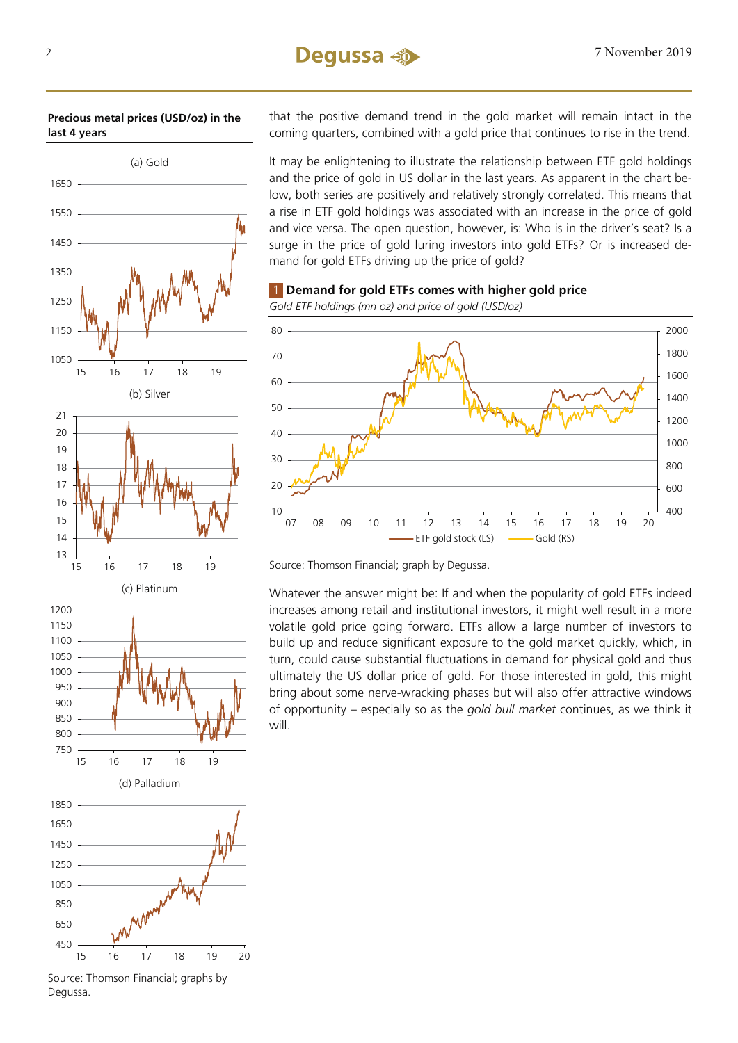**Precious metal prices (USD/oz) in the last 4 years**

(a) Gold

(b) Silver

(c) Platinum

(d) Palladium

Source: Thomson Financial; graphs by Degussa.

that the positive demand trend in the gold market will remain intact in the coming quarters, combined with a gold price that continues to rise in the trend.

It may be enlightening to illustrate the relationship between ETF gold holdings and the price of gold in US dollar in the last years. As apparent in the chart below, both series are positively and relatively strongly correlated. This means that a rise in ETF gold holdings was associated with an increase in the price of gold and vice versa. The open question, however, is: Who is in the driver's seat? Is a surge in the price of gold luring investors into gold ETFs? Or is increased demand for gold ETFs driving up the price of gold?

**1 Demand for gold ETFs comes with higher gold price**

*Gold ETF holdings (mn oz) and price of gold (USD/oz)*

ETF gold stock (LS) — Gold (RS)

Source: Thomson Financial; graph by Degussa.

Whatever the answer might be: If and when the popularity of gold ETFs indeed increases among retail and institutional investors, it might well result in a more volatile gold price going forward. ETFs allow a large number of investors to build up and reduce significant exposure to the gold market quickly, which, in turn, could cause substantial fluctuations in demand for physical gold and thus ultimately the US dollar price of gold. For those interested in gold, this might bring about some nerve-wracking phases but will also offer attractive windows of opportunity – especially so as the *gold bull market* continues, as we think it will.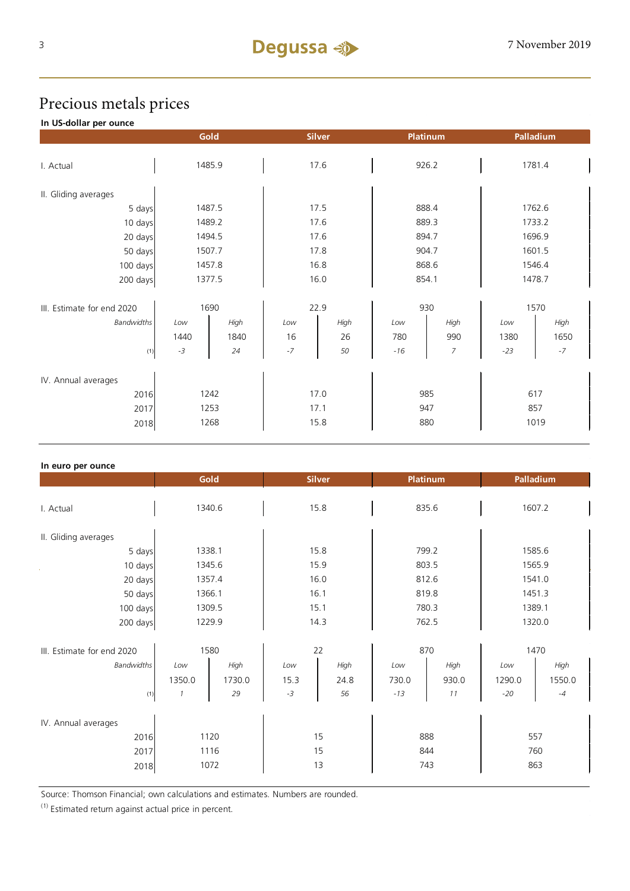# Precious metals prices

**In US-dollar per ounce**

| | Gold | | Silver | | Platinum | | Palladium | |
|---|---|---|---|---|---|---|---|---|
| I. Actual | 1485.9 | | 17.6 | | 926.2 | | 1781.4 | |
| II. Gliding averages | | | | | | | | |
| 5 days | 1487.5 | | 17.5 | | 888.4 | | 1762.6 | |
| 10 days | 1489.2 | | 17.6 | | 889.3 | | 1733.2 | |
| 20 days | 1494.5 | | 17.6 | | 894.7 | | 1696.9 | |
| 50 days | 1507.7 | | 17.8 | | 904.7 | | 1601.5 | |
| 100 days | 1457.8 | | 16.8 | | 868.6 | | 1546.4 | |
| 200 days | 1377.5 | | 16.0 | | 854.1 | | 1478.7 | |
| III. Estimate for end 2020 | 1690 | | 22.9 | | 930 | | 1570 | |
| *Bandwidths* | *Low* | *High* | *Low* | *High* | *Low* | *High* | *Low* | *High* |
| | 1440 | 1840 | 16 | 26 | 780 | 990 | 1380 | 1650 |
| (1) | *-3* | *24* | *-7* | *50* | *-16* | *7* | *-23* | *-7* |
| IV. Annual averages | | | | | | | | |
| 2016 | 1242 | | 17.0 | | 985 | | 617 | |
| 2017 | 1253 | | 17.1 | | 947 | | 857 | |
| 2018 | 1268 | | 15.8 | | 880 | | 1019 | |

**In euro per ounce**

| | Gold | | Silver | | Platinum | | Palladium | |
|---|---|---|---|---|---|---|---|---|
| I. Actual | 1340.6 | | 15.8 | | 835.6 | | 1607.2 | |
| II. Gliding averages | | | | | | | | |
| 5 days | 1338.1 | | 15.8 | | 799.2 | | 1585.6 | |
| 10 days | 1345.6 | | 15.9 | | 803.5 | | 1565.9 | |
| 20 days | 1357.4 | | 16.0 | | 812.6 | | 1541.0 | |
| 50 days | 1366.1 | | 16.1 | | 819.8 | | 1451.3 | |
| 100 days | 1309.5 | | 15.1 | | 780.3 | | 1389.1 | |
| 200 days | 1229.9 | | 14.3 | | 762.5 | | 1320.0 | |
| III. Estimate for end 2020 | 1580 | | 22 | | 870 | | 1470 | |
| *Bandwidths* | *Low* | *High* | *Low* | *High* | *Low* | *High* | *Low* | *High* |
| | 1350.0 | 1730.0 | 15.3 | 24.8 | 730.0 | 930.0 | 1290.0 | 1550.0 |
| (1) | *1* | *29* | *-3* | *56* | *-13* | *11* | *-20* | *-4* |
| IV. Annual averages | | | | | | | | |
| 2016 | 1120 | | 15 | | 888 | | 557 | |
| 2017 | 1116 | | 15 | | 844 | | 760 | |
| 2018 | 1072 | | 13 | | 743 | | 863 | |

Source: Thomson Financial; own calculations and estimates. Numbers are rounded.

(1) Estimated return against actual price in percent.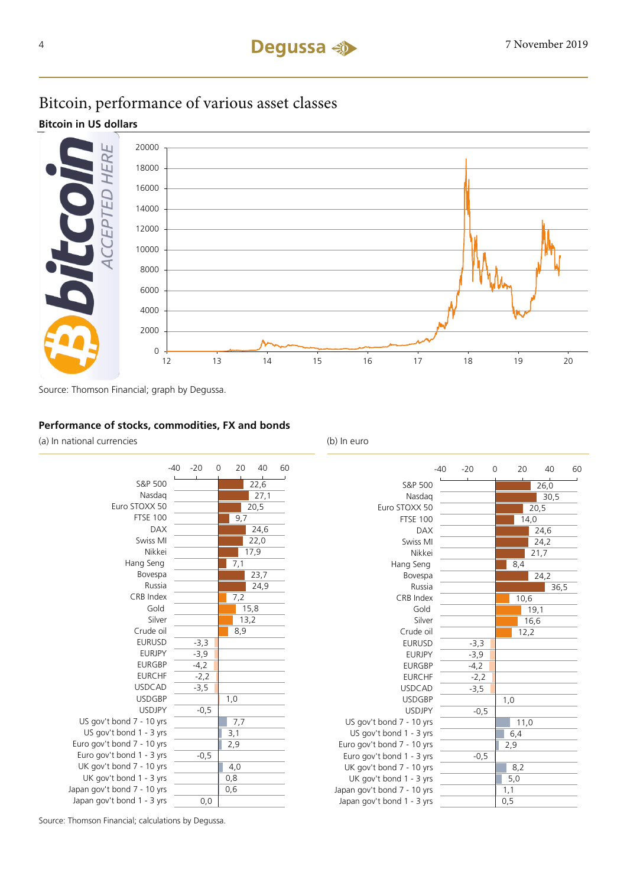# Bitcoin, performance of various asset classes

**Bitcoin in US dollars**

Source: Thomson Financial; graph by Degussa.

**Performance of stocks, commodities, FX and bonds**

| | (a) In national currencies | (b) In euro |
|---|---|---|
| S&P 500 | 22,6 | 26,0 |
| Nasdaq | 27,1 | 30,5 |
| Euro STOXX 50 | 20,5 | 20,5 |
| FTSE 100 | 9,7 | 14,0 |
| DAX | 24,6 | 24,6 |
| Swiss MI | 22,0 | 24,2 |
| Nikkei | 17,9 | 21,7 |
| Hang Seng | 7,1 | 8,4 |
| Bovespa | 23,7 | 24,2 |
| Russia | 24,9 | 36,5 |
| CRB Index | 7,2 | 10,6 |
| Gold | 15,8 | 19,1 |
| Silver | 13,2 | 16,6 |
| Crude oil | 8,9 | 12,2 |
| EURUSD | -3,3 | -3,3 |
| EURJPY | -3,9 | -3,9 |
| EURGBP | -4,2 | -4,2 |
| EURCHF | -2,2 | -2,2 |
| USDCAD | -3,5 | -3,5 |
| USDGBP | 1,0 | 1,0 |
| USDJPY | -0,5 | -0,5 |
| US gov't bond 7 - 10 yrs | 7,7 | 11,0 |
| US gov't bond 1 - 3 yrs | 3,1 | 6,4 |
| Euro gov't bond 7 - 10 yrs | 2,9 | 2,9 |
| Euro gov't bond 1 - 3 yrs | -0,5 | -0,5 |
| UK gov't bond 7 - 10 yrs | 4,0 | 8,2 |
| UK gov't bond 1 - 3 yrs | 0,8 | 5,0 |
| Japan gov't bond 7 - 10 yrs | 0,6 | 1,1 |
| Japan gov't bond 1 - 3 yrs | 0,0 | 0,5 |

Source: Thomson Financial; calculations by Degussa.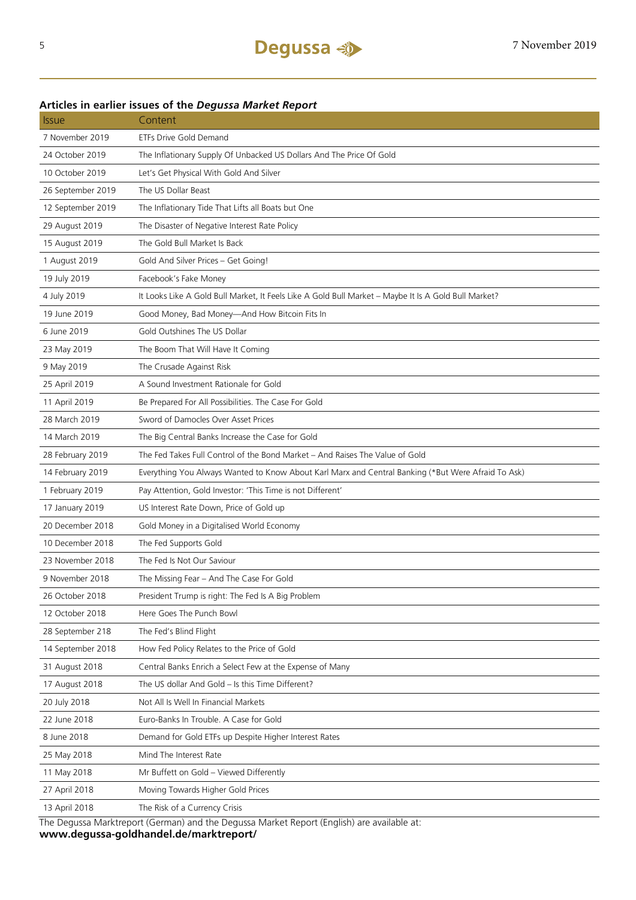### Articles in earlier issues of the *Degussa Market Report*

| Issue | Content |
|---|---|
| 7 November 2019 | ETFs Drive Gold Demand |
| 24 October 2019 | The Inflationary Supply Of Unbacked US Dollars And The Price Of Gold |
| 10 October 2019 | Let's Get Physical With Gold And Silver |
| 26 September 2019 | The US Dollar Beast |
| 12 September 2019 | The Inflationary Tide That Lifts all Boats but One |
| 29 August 2019 | The Disaster of Negative Interest Rate Policy |
| 15 August 2019 | The Gold Bull Market Is Back |
| 1 August 2019 | Gold And Silver Prices – Get Going! |
| 19 July 2019 | Facebook's Fake Money |
| 4 July 2019 | It Looks Like A Gold Bull Market, It Feels Like A Gold Bull Market – Maybe It Is A Gold Bull Market? |
| 19 June 2019 | Good Money, Bad Money—And How Bitcoin Fits In |
| 6 June 2019 | Gold Outshines The US Dollar |
| 23 May 2019 | The Boom That Will Have It Coming |
| 9 May 2019 | The Crusade Against Risk |
| 25 April 2019 | A Sound Investment Rationale for Gold |
| 11 April 2019 | Be Prepared For All Possibilities. The Case For Gold |
| 28 March 2019 | Sword of Damocles Over Asset Prices |
| 14 March 2019 | The Big Central Banks Increase the Case for Gold |
| 28 February 2019 | The Fed Takes Full Control of the Bond Market – And Raises The Value of Gold |
| 14 February 2019 | Everything You Always Wanted to Know About Karl Marx and Central Banking (*But Were Afraid To Ask) |
| 1 February 2019 | Pay Attention, Gold Investor: 'This Time is not Different' |
| 17 January 2019 | US Interest Rate Down, Price of Gold up |
| 20 December 2018 | Gold Money in a Digitalised World Economy |
| 10 December 2018 | The Fed Supports Gold |
| 23 November 2018 | The Fed Is Not Our Saviour |
| 9 November 2018 | The Missing Fear – And The Case For Gold |
| 26 October 2018 | President Trump is right: The Fed Is A Big Problem |
| 12 October 2018 | Here Goes The Punch Bowl |
| 28 September 218 | The Fed's Blind Flight |
| 14 September 2018 | How Fed Policy Relates to the Price of Gold |
| 31 August 2018 | Central Banks Enrich a Select Few at the Expense of Many |
| 17 August 2018 | The US dollar And Gold – Is this Time Different? |
| 20 July 2018 | Not All Is Well In Financial Markets |
| 22 June 2018 | Euro-Banks In Trouble. A Case for Gold |
| 8 June 2018 | Demand for Gold ETFs up Despite Higher Interest Rates |
| 25 May 2018 | Mind The Interest Rate |
| 11 May 2018 | Mr Buffett on Gold – Viewed Differently |
| 27 April 2018 | Moving Towards Higher Gold Prices |
| 13 April 2018 | The Risk of a Currency Crisis |

The Degussa Marktreport (German) and the Degussa Market Report (English) are available at:
**www.degussa-goldhandel.de/marktreport/**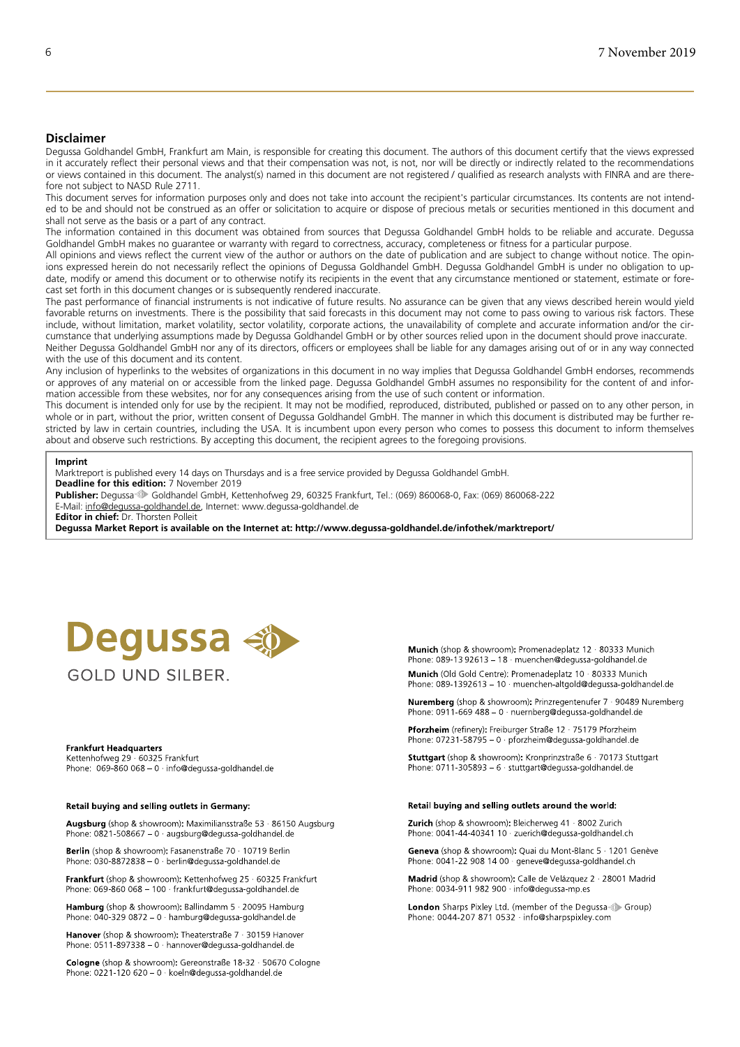## Disclaimer

Degussa Goldhandel GmbH, Frankfurt am Main, is responsible for creating this document. The authors of this document certify that the views expressed in it accurately reflect their personal views and that their compensation was not, is not, nor will be directly or indirectly related to the recommendations or views contained in this document. The analyst(s) named in this document are not registered / qualified as research analysts with FINRA and are therefore not subject to NASD Rule 2711.

This document serves for information purposes only and does not take into account the recipient's particular circumstances. Its contents are not intended to be and should not be construed as an offer or solicitation to acquire or dispose of precious metals or securities mentioned in this document and shall not serve as the basis or a part of any contract.

The information contained in this document was obtained from sources that Degussa Goldhandel GmbH holds to be reliable and accurate. Degussa Goldhandel GmbH makes no guarantee or warranty with regard to correctness, accuracy, completeness or fitness for a particular purpose.

All opinions and views reflect the current view of the author or authors on the date of publication and are subject to change without notice. The opinions expressed herein do not necessarily reflect the opinions of Degussa Goldhandel GmbH. Degussa Goldhandel GmbH is under no obligation to update, modify or amend this document or to otherwise notify its recipients in the event that any circumstance mentioned or statement, estimate or forecast set forth in this document changes or is subsequently rendered inaccurate.

The past performance of financial instruments is not indicative of future results. No assurance can be given that any views described herein would yield favorable returns on investments. There is the possibility that said forecasts in this document may not come to pass owing to various risk factors. These include, without limitation, market volatility, sector volatility, corporate actions, the unavailability of complete and accurate information and/or the circumstance that underlying assumptions made by Degussa Goldhandel GmbH or by other sources relied upon in the document should prove inaccurate.

Neither Degussa Goldhandel GmbH nor any of its directors, officers or employees shall be liable for any damages arising out of or in any way connected with the use of this document and its content.

Any inclusion of hyperlinks to the websites of organizations in this document in no way implies that Degussa Goldhandel GmbH endorses, recommends or approves of any material on or accessible from the linked page. Degussa Goldhandel GmbH assumes no responsibility for the content of and information accessible from these websites, nor for any consequences arising from the use of such content or information.

This document is intended only for use by the recipient. It may not be modified, reproduced, distributed, published or passed on to any other person, in whole or in part, without the prior, written consent of Degussa Goldhandel GmbH. The manner in which this document is distributed may be further restricted by law in certain countries, including the USA. It is incumbent upon every person who comes to possess this document to inform themselves about and observe such restrictions. By accepting this document, the recipient agrees to the foregoing provisions.

**Imprint**
Marktreport is published every 14 days on Thursdays and is a free service provided by Degussa Goldhandel GmbH.
**Deadline for this edition:** 7 November 2019
**Publisher:** Degussa Goldhandel GmbH, Kettenhofweg 29, 60325 Frankfurt, Tel.: (069) 860068-0, Fax: (069) 860068-222
E-Mail: info@degussa-goldhandel.de, Internet: www.degussa-goldhandel.de
**Editor in chief:** Dr. Thorsten Polleit
**Degussa Market Report is available on the Internet at: http://www.degussa-goldhandel.de/infothek/marktreport/**

Degussa
GOLD UND SILBER.

**Frankfurt Headquarters**
Kettenhofweg 29 · 60325 Frankfurt
Phone: 069-860 068 – 0 · info@degussa-goldhandel.de

**Retail buying and selling outlets in Germany:**

**Augsburg** (shop & showroom)**:** Maximiliansstraße 53 · 86150 Augsburg
Phone: 0821-508667 – 0 · augsburg@degussa-goldhandel.de

**Berlin** (shop & showroom)**:** Fasanenstraße 70 · 10719 Berlin
Phone: 030-8872838 – 0 · berlin@degussa-goldhandel.de

**Frankfurt** (shop & showroom)**:** Kettenhofweg 25 · 60325 Frankfurt
Phone: 069-860 068 – 100 · frankfurt@degussa-goldhandel.de

**Hamburg** (shop & showroom)**:** Ballindamm 5 · 20095 Hamburg
Phone: 040-329 0872 – 0 · hamburg@degussa-goldhandel.de

**Hanover** (shop & showroom)**:** Theaterstraße 7 · 30159 Hanover
Phone: 0511-897338 – 0 · hannover@degussa-goldhandel.de

**Cologne** (shop & showroom)**:** Gereonstraße 18-32 · 50670 Cologne
Phone: 0221-120 620 – 0 · koeln@degussa-goldhandel.de

**Munich** (shop & showroom)**:** Promenadeplatz 12 · 80333 Munich
Phone: 089-13 92613 – 18 · muenchen@degussa-goldhandel.de

**Munich** (Old Gold Centre)**:** Promenadeplatz 10 · 80333 Munich
Phone: 089-1392613 – 10 · muenchen-altgold@degussa-goldhandel.de

**Nuremberg** (shop & showroom)**:** Prinzregentenufer 7 · 90489 Nuremberg
Phone: 0911-669 488 – 0 · nuernberg@degussa-goldhandel.de

**Pforzheim** (refinery)**:** Freiburger Straße 12 · 75179 Pforzheim
Phone: 07231-58795 – 0 · pforzheim@degussa-goldhandel.de

**Stuttgart** (shop & showroom)**:** Kronprinzstraße 6 · 70173 Stuttgart
Phone: 0711-305893 – 6 · stuttgart@degussa-goldhandel.de

**Retail buying and selling outlets around the world:**

**Zurich** (shop & showroom)**:** Bleicherweg 41 · 8002 Zurich
Phone: 0041-44-40341 10 · zuerich@degussa-goldhandel.ch

**Geneva** (shop & showroom)**:** Quai du Mont-Blanc 5 · 1201 Genève
Phone: 0041-22 908 14 00 · geneve@degussa-goldhandel.ch

**Madrid** (shop & showroom)**:** Calle de Velázquez 2 · 28001 Madrid
Phone: 0034-911 982 900 · info@degussa-mp.es

**London** Sharps Pixley Ltd. (member of the Degussa Group)
Phone: 0044-207 871 0532 · info@sharpspixley.com